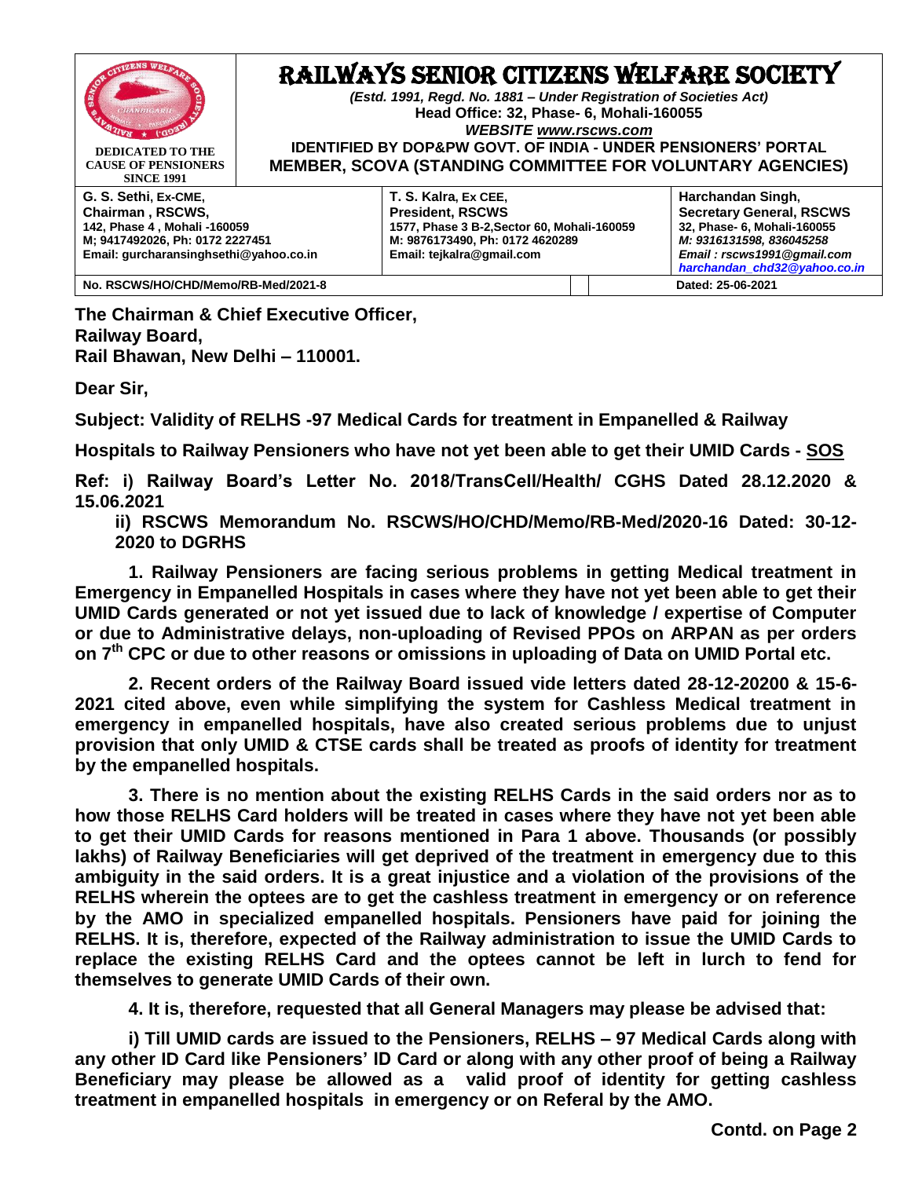# RAILWAYS SENIOR CITIZENS WELFARE SOCIETY

DEDICATED TO THE CAUSE OF PENSIONERS SINCE 1991

*(Estd. 1991, Regd. No. 1881 – Under Registration of Societies Act)*
**Head Office: 32, Phase- 6, Mohali-160055**
***WEBSITE www.rscws.com***
**IDENTIFIED BY DOP&PW GOVT. OF INDIA - UNDER PENSIONERS' PORTAL**
**MEMBER, SCOVA (STANDING COMMITTEE FOR VOLUNTARY AGENCIES)**

| G. S. Sethi, Ex-CME, Chairman , RSCWS, 142, Phase 4 , Mohali -160059 M; 9417492026, Ph: 0172 2227451 Email: gurcharansinghsethi@yahoo.co.in | T. S. Kalra, Ex CEE, President, RSCWS 1577, Phase 3 B-2,Sector 60, Mohali-160059 M: 9876173490, Ph: 0172 4620289 Email: tejkalra@gmail.com | Harchandan Singh, Secretary General, RSCWS 32, Phase- 6, Mohali-160055 M: 9316131598, 836045258 Email : rscws1991@gmail.com harchandan_chd32@yahoo.co.in |
|---|---|---|
| No. RSCWS/HO/CHD/Memo/RB-Med/2021-8 | | Dated: 25-06-2021 |

**The Chairman & Chief Executive Officer,**
**Railway Board,**
**Rail Bhawan, New Delhi – 110001.**

**Dear Sir,**

**Subject: Validity of RELHS -97 Medical Cards for treatment in Empanelled & Railway Hospitals to Railway Pensioners who have not yet been able to get their UMID Cards - SOS**

**Ref: i) Railway Board's Letter No. 2018/TransCell/Health/ CGHS Dated 28.12.2020 & 15.06.2021**

**ii) RSCWS Memorandum No. RSCWS/HO/CHD/Memo/RB-Med/2020-16 Dated: 30-12-2020 to DGRHS**

**1. Railway Pensioners are facing serious problems in getting Medical treatment in Emergency in Empanelled Hospitals in cases where they have not yet been able to get their UMID Cards generated or not yet issued due to lack of knowledge / expertise of Computer or due to Administrative delays, non-uploading of Revised PPOs on ARPAN as per orders on 7th CPC or due to other reasons or omissions in uploading of Data on UMID Portal etc.**

**2. Recent orders of the Railway Board issued vide letters dated 28-12-20200 & 15-6-2021 cited above, even while simplifying the system for Cashless Medical treatment in emergency in empanelled hospitals, have also created serious problems due to unjust provision that only UMID & CTSE cards shall be treated as proofs of identity for treatment by the empanelled hospitals.**

**3. There is no mention about the existing RELHS Cards in the said orders nor as to how those RELHS Card holders will be treated in cases where they have not yet been able to get their UMID Cards for reasons mentioned in Para 1 above. Thousands (or possibly lakhs) of Railway Beneficiaries will get deprived of the treatment in emergency due to this ambiguity in the said orders. It is a great injustice and a violation of the provisions of the RELHS wherein the optees are to get the cashless treatment in emergency or on reference by the AMO in specialized empanelled hospitals. Pensioners have paid for joining the RELHS. It is, therefore, expected of the Railway administration to issue the UMID Cards to replace the existing RELHS Card and the optees cannot be left in lurch to fend for themselves to generate UMID Cards of their own.**

**4. It is, therefore, requested that all General Managers may please be advised that:**

**i) Till UMID cards are issued to the Pensioners, RELHS – 97 Medical Cards along with any other ID Card like Pensioners' ID Card or along with any other proof of being a Railway Beneficiary may please be allowed as a valid proof of identity for getting cashless treatment in empanelled hospitals in emergency or on Referal by the AMO.**

**Contd. on Page 2**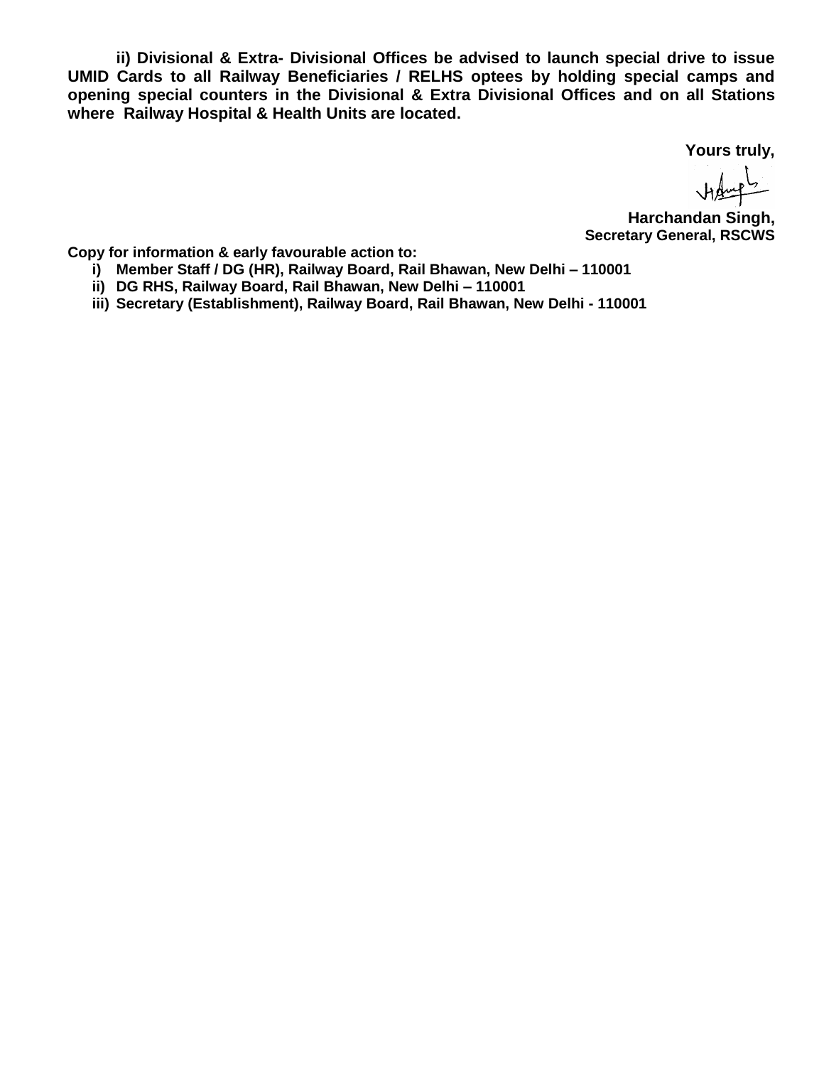**ii) Divisional & Extra- Divisional Offices be advised to launch special drive to issue UMID Cards to all Railway Beneficiaries / RELHS optees by holding special camps and opening special counters in the Divisional & Extra Divisional Offices and on all Stations where Railway Hospital & Health Units are located.**

**Yours truly,**

**Harchandan Singh,**
**Secretary General, RSCWS**

**Copy for information & early favourable action to:**

i) **Member Staff / DG (HR), Railway Board, Rail Bhawan, New Delhi – 110001**
ii) **DG RHS, Railway Board, Rail Bhawan, New Delhi – 110001**
iii) **Secretary (Establishment), Railway Board, Rail Bhawan, New Delhi - 110001**